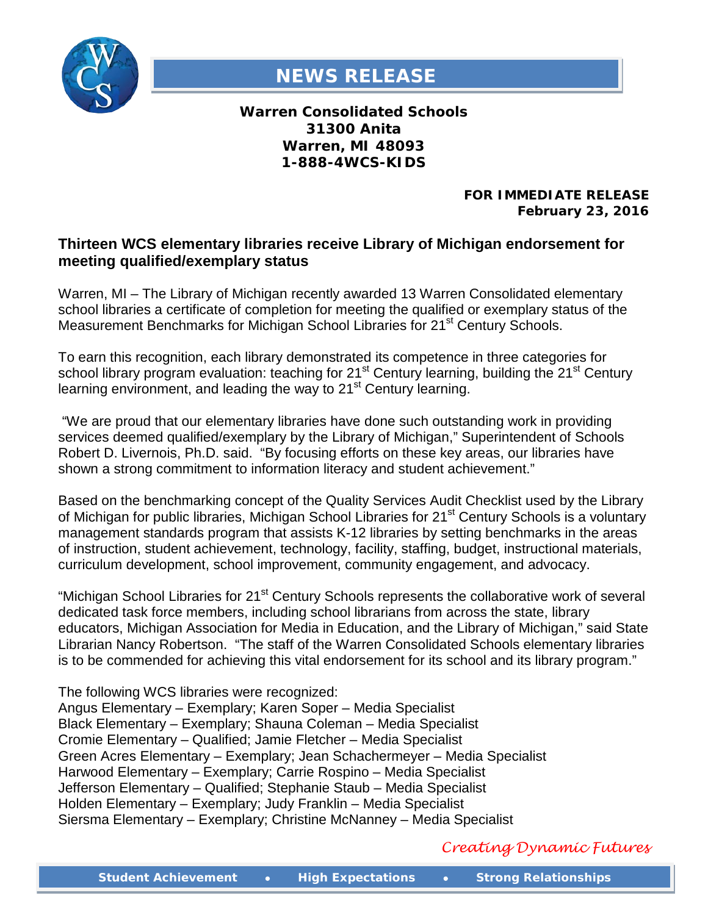# NEWS RELEASE

**Warren Consolidated Schools**
**31300 Anita**
**Warren, MI 48093**
**1-888-4WCS-KIDS**

**FOR IMMEDIATE RELEASE**
**February 23, 2016**

## Thirteen WCS elementary libraries receive Library of Michigan endorsement for meeting qualified/exemplary status

Warren, MI – The Library of Michigan recently awarded 13 Warren Consolidated elementary school libraries a certificate of completion for meeting the qualified or exemplary status of the Measurement Benchmarks for Michigan School Libraries for 21st Century Schools.

To earn this recognition, each library demonstrated its competence in three categories for school library program evaluation: teaching for 21st Century learning, building the 21st Century learning environment, and leading the way to 21st Century learning.

"We are proud that our elementary libraries have done such outstanding work in providing services deemed qualified/exemplary by the Library of Michigan," Superintendent of Schools Robert D. Livernois, Ph.D. said. "By focusing efforts on these key areas, our libraries have shown a strong commitment to information literacy and student achievement."

Based on the benchmarking concept of the Quality Services Audit Checklist used by the Library of Michigan for public libraries, Michigan School Libraries for 21st Century Schools is a voluntary management standards program that assists K-12 libraries by setting benchmarks in the areas of instruction, student achievement, technology, facility, staffing, budget, instructional materials, curriculum development, school improvement, community engagement, and advocacy.

"Michigan School Libraries for 21st Century Schools represents the collaborative work of several dedicated task force members, including school librarians from across the state, library educators, Michigan Association for Media in Education, and the Library of Michigan," said State Librarian Nancy Robertson. "The staff of the Warren Consolidated Schools elementary libraries is to be commended for achieving this vital endorsement for its school and its library program."

The following WCS libraries were recognized:
Angus Elementary – Exemplary; Karen Soper – Media Specialist
Black Elementary – Exemplary; Shauna Coleman – Media Specialist
Cromie Elementary – Qualified; Jamie Fletcher – Media Specialist
Green Acres Elementary – Exemplary; Jean Schachermeyer – Media Specialist
Harwood Elementary – Exemplary; Carrie Rospino – Media Specialist
Jefferson Elementary – Qualified; Stephanie Staub – Media Specialist
Holden Elementary – Exemplary; Judy Franklin – Media Specialist
Siersma Elementary – Exemplary; Christine McNanney – Media Specialist

*Creating Dynamic Futures*

**Student Achievement • High Expectations • Strong Relationships**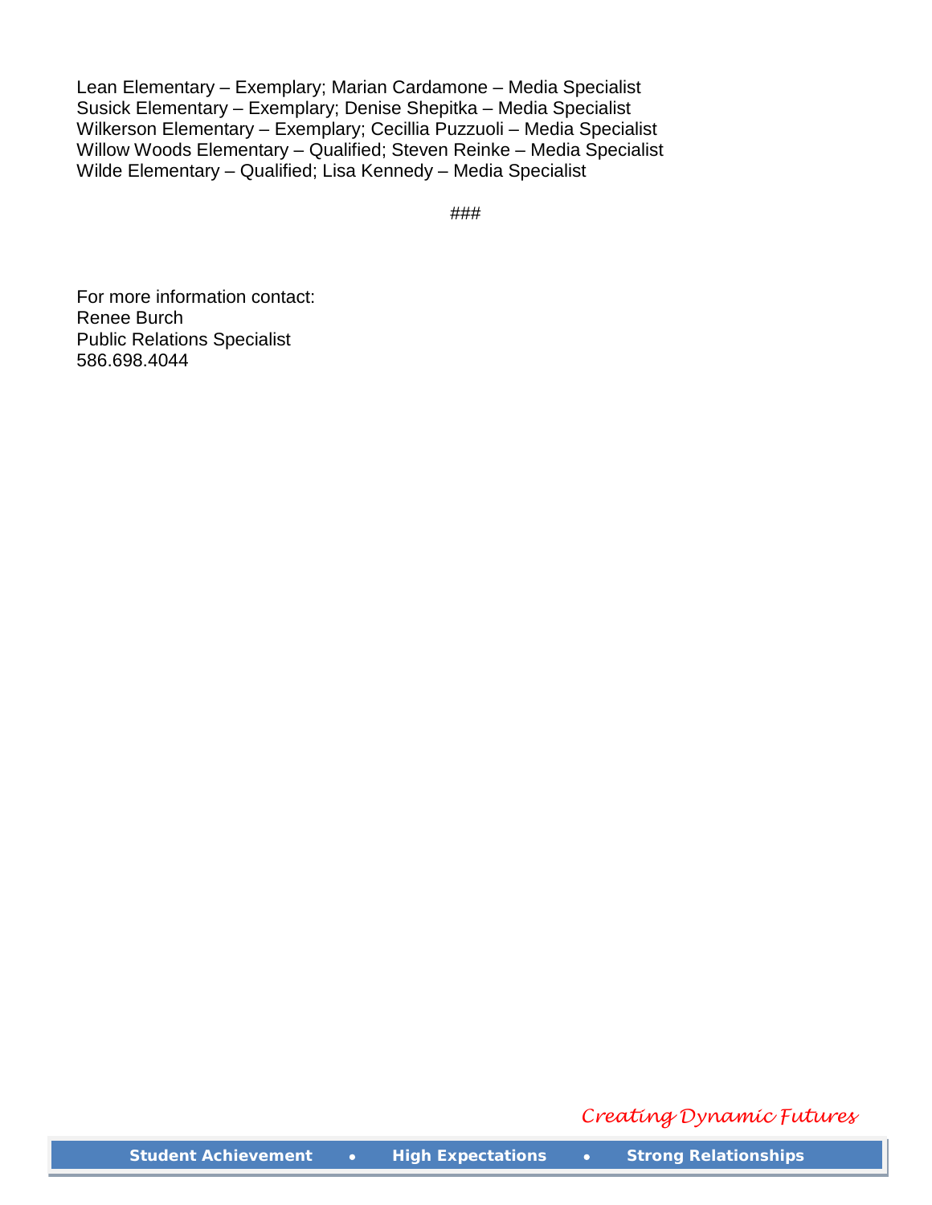Lean Elementary – Exemplary; Marian Cardamone – Media Specialist
Susick Elementary – Exemplary; Denise Shepitka – Media Specialist
Wilkerson Elementary – Exemplary; Cecillia Puzzuoli – Media Specialist
Willow Woods Elementary – Qualified; Steven Reinke – Media Specialist
Wilde Elementary – Qualified; Lisa Kennedy – Media Specialist

###

For more information contact:
Renee Burch
Public Relations Specialist
586.698.4044